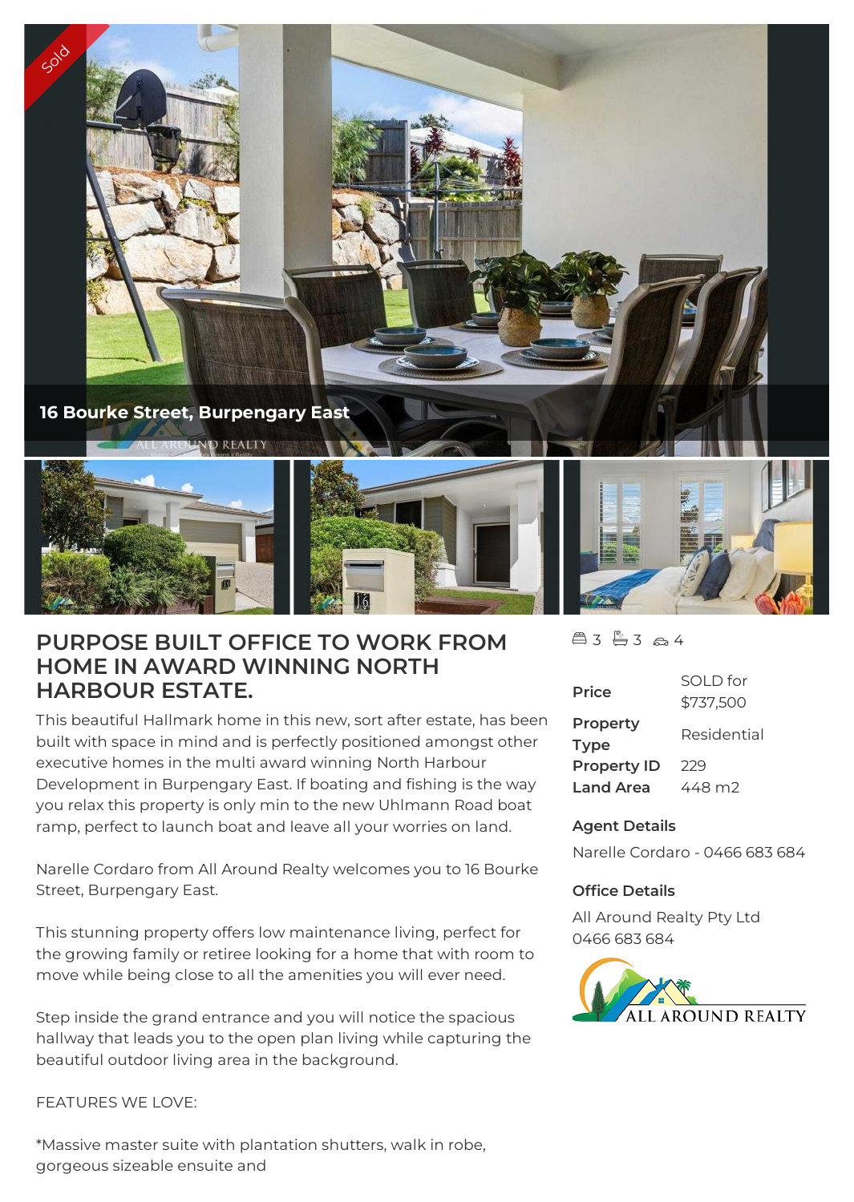16 Bourke Street, Burpengary East

# PURPOSE BUILT OFFICE TO WORK FROM HOME IN AWARD WINNING NORTH HARBOUR ESTATE.

3 3 4

| | |
|---|---|
| Price | SOLD for $737,500 |
| Property Type | Residential |
| Property ID | 229 |
| Land Area | 448 m2 |

**Agent Details**

Narelle Cordaro - 0466 683 684

**Office Details**

All Around Realty Pty Ltd
0466 683 684

This beautiful Hallmark home in this new, sort after estate, has been built with space in mind and is perfectly positioned amongst other executive homes in the multi award winning North Harbour Development in Burpengary East. If boating and fishing is the way you relax this property is only min to the new Uhlmann Road boat ramp, perfect to launch boat and leave all your worries on land.

Narelle Cordaro from All Around Realty welcomes you to 16 Bourke Street, Burpengary East.

This stunning property offers low maintenance living, perfect for the growing family or retiree looking for a home that with room to move while being close to all the amenities you will ever need.

Step inside the grand entrance and you will notice the spacious hallway that leads you to the open plan living while capturing the beautiful outdoor living area in the background.

FEATURES WE LOVE:

*Massive master suite with plantation shutters, walk in robe, gorgeous sizeable ensuite and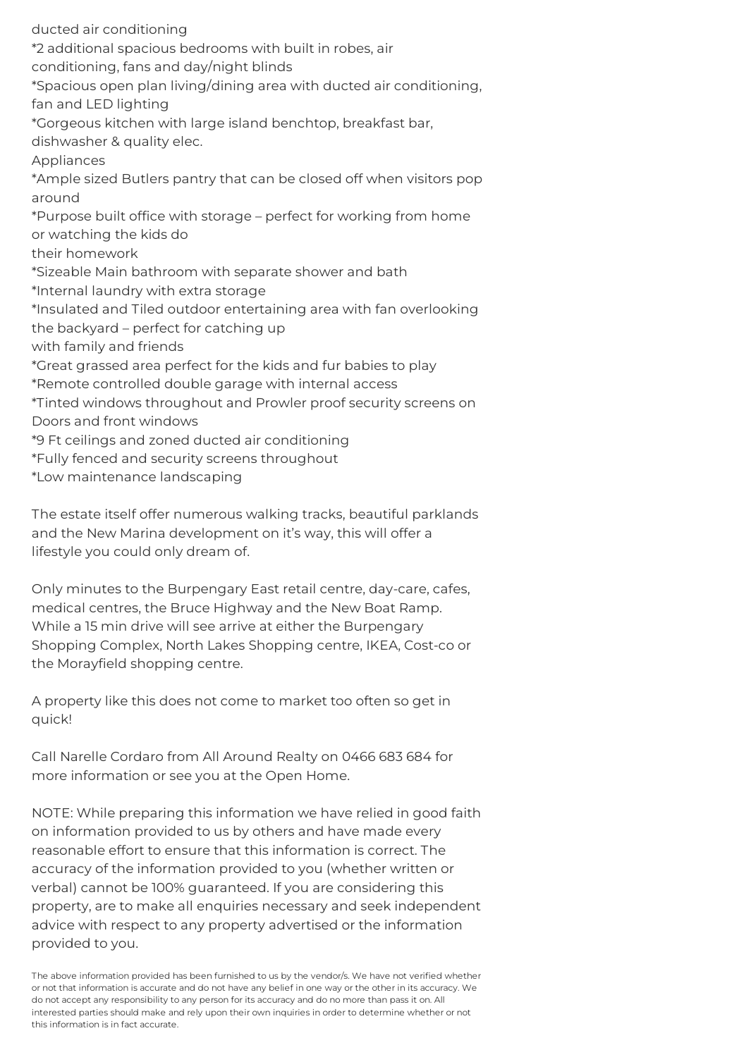ducted air conditioning
*2 additional spacious bedrooms with built in robes, air conditioning, fans and day/night blinds
*Spacious open plan living/dining area with ducted air conditioning, fan and LED lighting
*Gorgeous kitchen with large island benchtop, breakfast bar, dishwasher & quality elec.
Appliances
*Ample sized Butlers pantry that can be closed off when visitors pop around
*Purpose built office with storage – perfect for working from home or watching the kids do
their homework
*Sizeable Main bathroom with separate shower and bath
*Internal laundry with extra storage
*Insulated and Tiled outdoor entertaining area with fan overlooking the backyard – perfect for catching up
with family and friends
*Great grassed area perfect for the kids and fur babies to play
*Remote controlled double garage with internal access
*Tinted windows throughout and Prowler proof security screens on Doors and front windows
*9 Ft ceilings and zoned ducted air conditioning
*Fully fenced and security screens throughout
*Low maintenance landscaping

The estate itself offer numerous walking tracks, beautiful parklands and the New Marina development on it's way, this will offer a lifestyle you could only dream of.

Only minutes to the Burpengary East retail centre, day-care, cafes, medical centres, the Bruce Highway and the New Boat Ramp. While a 15 min drive will see arrive at either the Burpengary Shopping Complex, North Lakes Shopping centre, IKEA, Cost-co or the Morayfield shopping centre.

A property like this does not come to market too often so get in quick!

Call Narelle Cordaro from All Around Realty on 0466 683 684 for more information or see you at the Open Home.

NOTE: While preparing this information we have relied in good faith on information provided to us by others and have made every reasonable effort to ensure that this information is correct. The accuracy of the information provided to you (whether written or verbal) cannot be 100% guaranteed. If you are considering this property, are to make all enquiries necessary and seek independent advice with respect to any property advertised or the information provided to you.

The above information provided has been furnished to us by the vendor/s. We have not verified whether or not that information is accurate and do not have any belief in one way or the other in its accuracy. We do not accept any responsibility to any person for its accuracy and do no more than pass it on. All interested parties should make and rely upon their own inquiries in order to determine whether or not this information is in fact accurate.